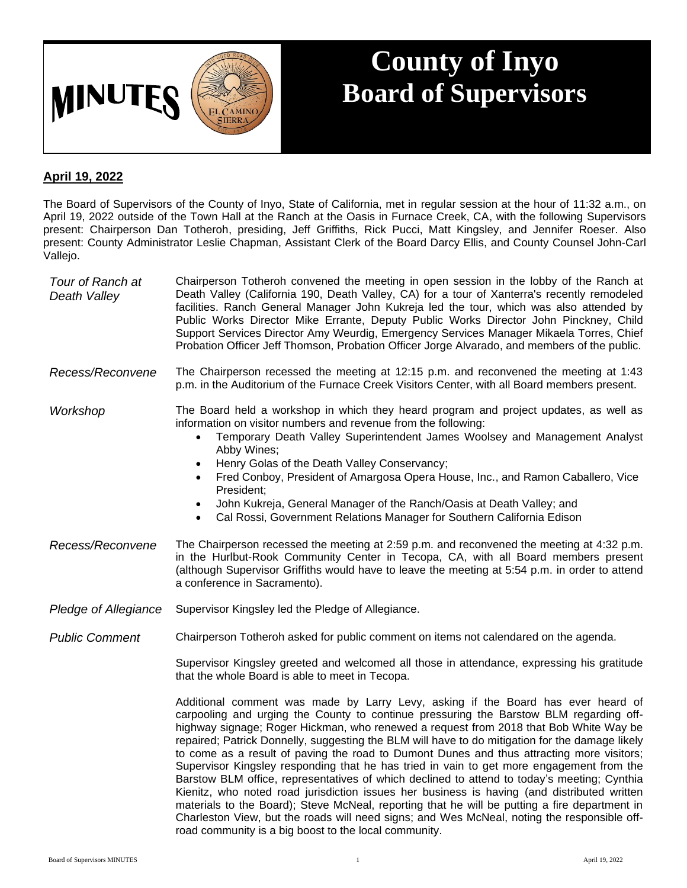# MINUTES

# County of Inyo Board of Supervisors

**April 19, 2022**

The Board of Supervisors of the County of Inyo, State of California, met in regular session at the hour of 11:32 a.m., on April 19, 2022 outside of the Town Hall at the Ranch at the Oasis in Furnace Creek, CA, with the following Supervisors present: Chairperson Dan Totheroh, presiding, Jeff Griffiths, Rick Pucci, Matt Kingsley, and Jennifer Roeser. Also present: County Administrator Leslie Chapman, Assistant Clerk of the Board Darcy Ellis, and County Counsel John-Carl Vallejo.

*Tour of Ranch at Death Valley*

Chairperson Totheroh convened the meeting in open session in the lobby of the Ranch at Death Valley (California 190, Death Valley, CA) for a tour of Xanterra's recently remodeled facilities. Ranch General Manager John Kukreja led the tour, which was also attended by Public Works Director Mike Errante, Deputy Public Works Director John Pinckney, Child Support Services Director Amy Weurdig, Emergency Services Manager Mikaela Torres, Chief Probation Officer Jeff Thomson, Probation Officer Jorge Alvarado, and members of the public.

*Recess/Reconvene*

The Chairperson recessed the meeting at 12:15 p.m. and reconvened the meeting at 1:43 p.m. in the Auditorium of the Furnace Creek Visitors Center, with all Board members present.

*Workshop*

The Board held a workshop in which they heard program and project updates, as well as information on visitor numbers and revenue from the following:

- Temporary Death Valley Superintendent James Woolsey and Management Analyst Abby Wines;
- Henry Golas of the Death Valley Conservancy;
- Fred Conboy, President of Amargosa Opera House, Inc., and Ramon Caballero, Vice President;
- John Kukreja, General Manager of the Ranch/Oasis at Death Valley; and
- Cal Rossi, Government Relations Manager for Southern California Edison

*Recess/Reconvene*

The Chairperson recessed the meeting at 2:59 p.m. and reconvened the meeting at 4:32 p.m. in the Hurlbut-Rook Community Center in Tecopa, CA, with all Board members present (although Supervisor Griffiths would have to leave the meeting at 5:54 p.m. in order to attend a conference in Sacramento).

*Pledge of Allegiance*

Supervisor Kingsley led the Pledge of Allegiance.

*Public Comment*

Chairperson Totheroh asked for public comment on items not calendared on the agenda.

Supervisor Kingsley greeted and welcomed all those in attendance, expressing his gratitude that the whole Board is able to meet in Tecopa.

Additional comment was made by Larry Levy, asking if the Board has ever heard of carpooling and urging the County to continue pressuring the Barstow BLM regarding off-highway signage; Roger Hickman, who renewed a request from 2018 that Bob White Way be repaired; Patrick Donnelly, suggesting the BLM will have to do mitigation for the damage likely to come as a result of paving the road to Dumont Dunes and thus attracting more visitors; Supervisor Kingsley responding that he has tried in vain to get more engagement from the Barstow BLM office, representatives of which declined to attend to today's meeting; Cynthia Kienitz, who noted road jurisdiction issues her business is having (and distributed written materials to the Board); Steve McNeal, reporting that he will be putting a fire department in Charleston View, but the roads will need signs; and Wes McNeal, noting the responsible off-road community is a big boost to the local community.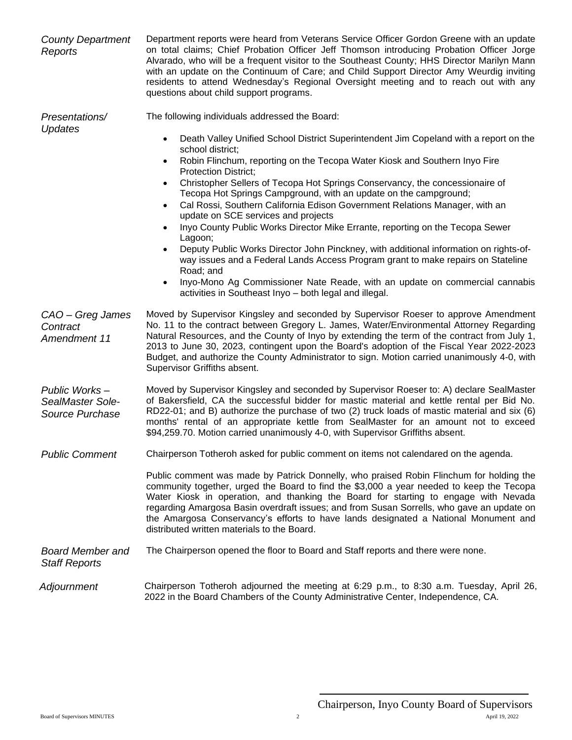*County Department Reports*

Department reports were heard from Veterans Service Officer Gordon Greene with an update on total claims; Chief Probation Officer Jeff Thomson introducing Probation Officer Jorge Alvarado, who will be a frequent visitor to the Southeast County; HHS Director Marilyn Mann with an update on the Continuum of Care; and Child Support Director Amy Weurdig inviting residents to attend Wednesday's Regional Oversight meeting and to reach out with any questions about child support programs.

*Presentations/ Updates*

The following individuals addressed the Board:

- Death Valley Unified School District Superintendent Jim Copeland with a report on the school district;
- Robin Flinchum, reporting on the Tecopa Water Kiosk and Southern Inyo Fire Protection District;
- Christopher Sellers of Tecopa Hot Springs Conservancy, the concessionaire of Tecopa Hot Springs Campground, with an update on the campground;
- Cal Rossi, Southern California Edison Government Relations Manager, with an update on SCE services and projects
- Inyo County Public Works Director Mike Errante, reporting on the Tecopa Sewer Lagoon;
- Deputy Public Works Director John Pinckney, with additional information on rights-of-way issues and a Federal Lands Access Program grant to make repairs on Stateline Road; and
- Inyo-Mono Ag Commissioner Nate Reade, with an update on commercial cannabis activities in Southeast Inyo – both legal and illegal.

*CAO – Greg James Contract Amendment 11*

Moved by Supervisor Kingsley and seconded by Supervisor Roeser to approve Amendment No. 11 to the contract between Gregory L. James, Water/Environmental Attorney Regarding Natural Resources, and the County of Inyo by extending the term of the contract from July 1, 2013 to June 30, 2023, contingent upon the Board's adoption of the Fiscal Year 2022-2023 Budget, and authorize the County Administrator to sign. Motion carried unanimously 4-0, with Supervisor Griffiths absent.

*Public Works – SealMaster Sole-Source Purchase*

Moved by Supervisor Kingsley and seconded by Supervisor Roeser to: A) declare SealMaster of Bakersfield, CA the successful bidder for mastic material and kettle rental per Bid No. RD22-01; and B) authorize the purchase of two (2) truck loads of mastic material and six (6) months' rental of an appropriate kettle from SealMaster for an amount not to exceed $94,259.70. Motion carried unanimously 4-0, with Supervisor Griffiths absent.

*Public Comment*

Chairperson Totheroh asked for public comment on items not calendared on the agenda.

Public comment was made by Patrick Donnelly, who praised Robin Flinchum for holding the community together, urged the Board to find the $3,000 a year needed to keep the Tecopa Water Kiosk in operation, and thanking the Board for starting to engage with Nevada regarding Amargosa Basin overdraft issues; and from Susan Sorrells, who gave an update on the Amargosa Conservancy's efforts to have lands designated a National Monument and distributed written materials to the Board.

*Board Member and Staff Reports*

The Chairperson opened the floor to Board and Staff reports and there were none.

*Adjournment*

Chairperson Totheroh adjourned the meeting at 6:29 p.m., to 8:30 a.m. Tuesday, April 26, 2022 in the Board Chambers of the County Administrative Center, Independence, CA.

Chairperson, Inyo County Board of Supervisors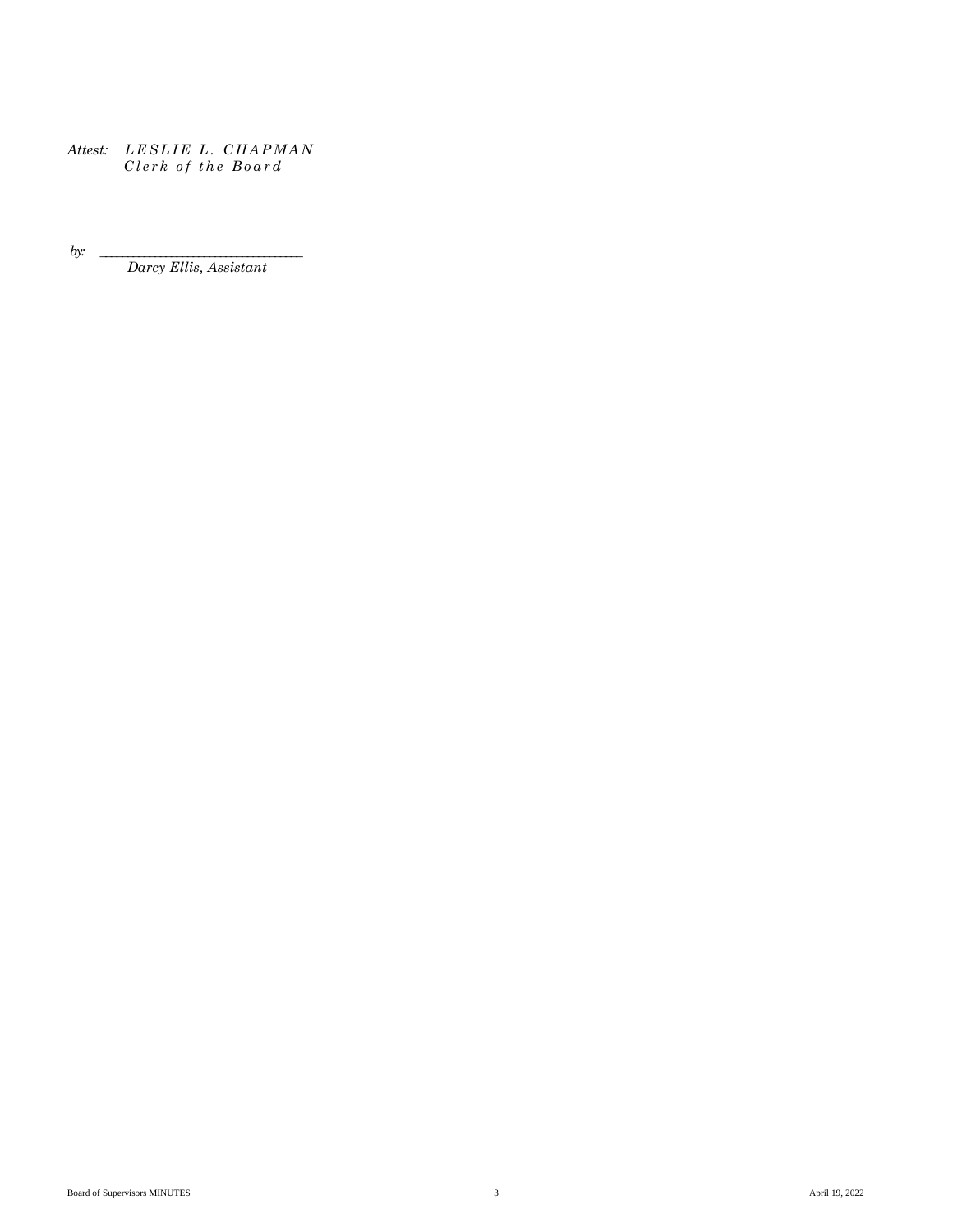*Attest: LESLIE L. CHAPMAN*
*Clerk of the Board*

*by:* ______________________________
*Darcy Ellis, Assistant*